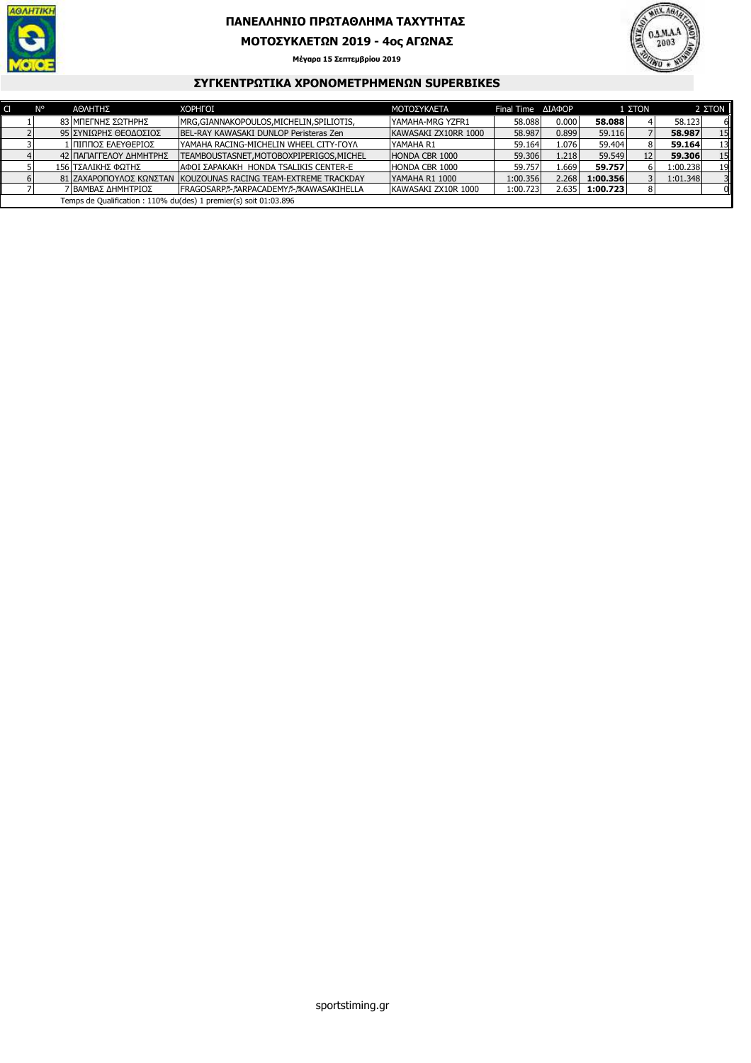# ΠΑΝΕΛΛΗΝΙΟ ΠΡΩΤΑΘΛΗΜΑ ΤΑΧΥΤΗΤΑΣ

## ΜΟΤΟΣΥΚΛΕΤΩΝ 2019 - 4ος ΑΓΩΝΑΣ

**Μέγαρα 15 Σεπτεμβρίου 2019**

## ΣΥΓΚΕΝΤΡΩΤΙΚΑ ΧΡΟΝΟΜΕΤΡΗΜΕΝΩΝ SUPERBIKES

| Cl | N° | ΑΘΛΗΤΗΣ | ΧΟΡΗΓΟΙ | ΜΟΤΟΣΥΚΛΕΤΑ | Final Time | ΔΙΑΦΟΡ | 1 ΣΤΟΝ | | 2 ΣΤΟΝ | |
|---|---|---|---|---|---|---|---|---|---|---|
| 1 | 83 | ΜΠΕΓΝΗΣ ΣΩΤΗΡΗΣ | MRG,GIANNAKOPOULOS,MICHELIN,SPILIOTIS, | YAMAHA-MRG YZFR1 | 58.088 | 0.000 | **58.088** | 4 | 58.123 | 6 |
| 2 | 95 | ΣΥΝΙΩΡΗΣ ΘΕΟΔΟΣΙΟΣ | BEL-RAY KAWASAKI DUNLOP Peristeras Zen | KAWASAKI ZX10RR 1000 | 58.987 | 0.899 | 59.116 | 7 | **58.987** | 15 |
| 3 | 1 | ΠΙΠΠΟΣ ΕΛΕΥΘΕΡΙΟΣ | YAMAHA RACING-MICHELIN WHEEL CITY-ΓΟΥΛ | YAMAHA R1 | 59.164 | 1.076 | 59.404 | 8 | **59.164** | 13 |
| 4 | 42 | ΠΑΠΑΓΓΕΛΟΥ ΔΗΜΗΤΡΗΣ | TEAMBOUSTASNET,MOTOBOXPIPERIGOS,MICHEL | HONDA CBR 1000 | 59.306 | 1.218 | 59.549 | 12 | **59.306** | 15 |
| 5 | 156 | ΤΣΑΛΙΚΗΣ ΦΩΤΗΣ | ΑΦΟΙ ΣΑΡΑΚΑΚΗ HONDA TSALIKIS CENTER-E | HONDA CBR 1000 | 59.757 | 1.669 | **59.757** | 6 | 1:00.238 | 19 |
| 6 | 81 | ΖΑΧΑΡΟΠΟΥΛΟΣ ΚΩΝΣΤΑΝ | KOUZOUNAS RACING TEAM-EXTREME TRACKDAY | YAMAHA R1 1000 | 1:00.356 | 2.268 | **1:00.356** | 3 | 1:01.348 | 3 |
| 7 | 7 | ΒΑΜΒΑΣ ΔΗΜΗΤΡΙΟΣ | FRAGOSARP-ARPACADEMY-KAWASAKIHELLA | KAWASAKI ZX10R 1000 | 1:00.723 | 2.635 | **1:00.723** | 8 | | 0 |

Temps de Qualification : 110% du(des) 1 premier(s) soit 01:03.896

sportstiming.gr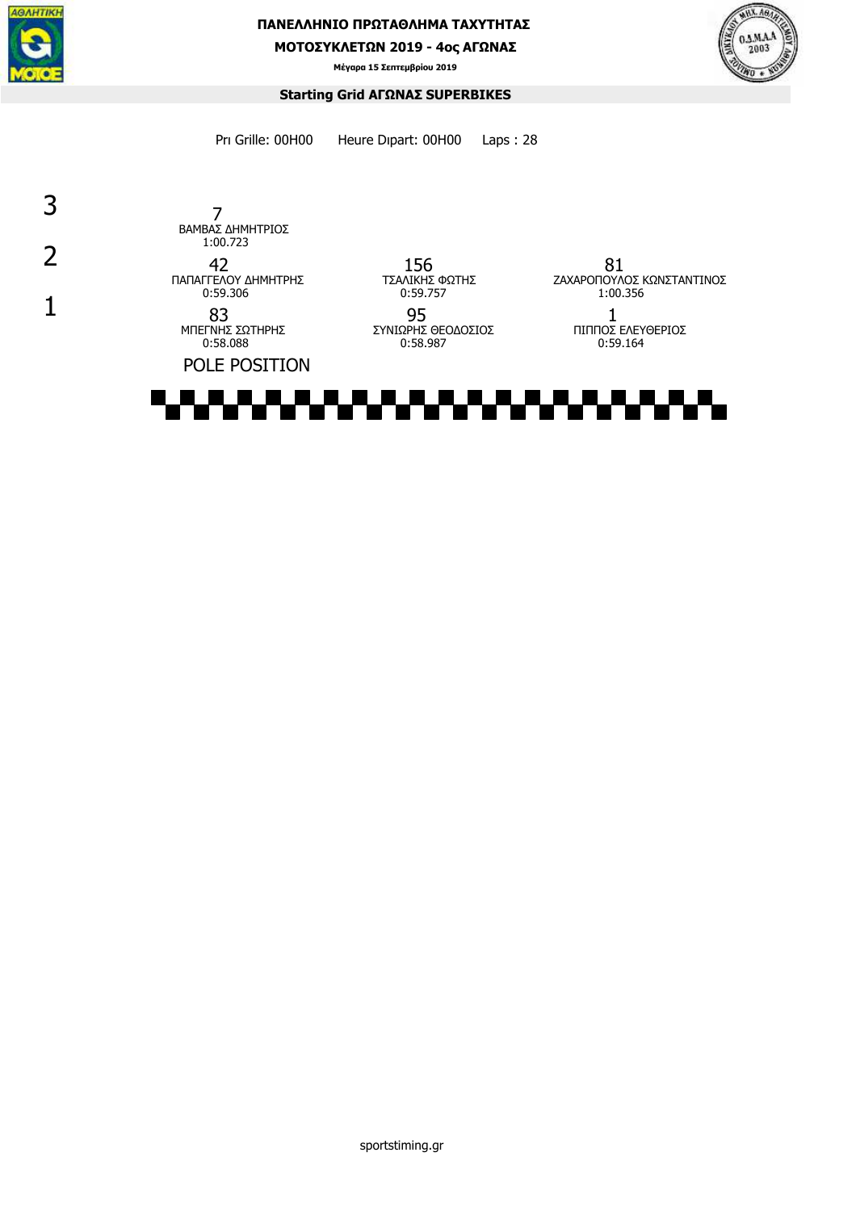**ΠΑΝΕΛΛΗΝΙΟ ΠΡΩΤΑΘΛΗΜΑ ΤΑΧΥΤΗΤΑΣ**

**ΜΟΤΟΣΥΚΛΕΤΩΝ 2019 - 4ος ΑΓΩΝΑΣ**

**Μέγαρα 15 Σεπτεμβρίου 2019**

## Starting Grid ΑΓΩΝΑΣ SUPERBIKES

Pri Grille: 00H00    Heure Dιpart: 00H00    Laps : 28

| Row | | | |
|---|---|---|---|
| 3 | 7<br>ΒΑΜΒΑΣ ΔΗΜΗΤΡΙΟΣ<br>1:00.723 | | |
| 2 | 42<br>ΠΑΠΑΓΓΕΛΟΥ ΔΗΜΗΤΡΗΣ<br>0:59.306 | 156<br>ΤΣΑΛΙΚΗΣ ΦΩΤΗΣ<br>0:59.757 | 81<br>ΖΑΧΑΡΟΠΟΥΛΟΣ ΚΩΝΣΤΑΝΤΙΝΟΣ<br>1:00.356 |
| 1 | 83<br>ΜΠΕΓΝΗΣ ΣΩΤΗΡΗΣ<br>0:58.088 | 95<br>ΣΥΝΙΩΡΗΣ ΘΕΟΔΟΣΙΟΣ<br>0:58.987 | 1<br>ΠΙΠΠΟΣ ΕΛΕΥΘΕΡΙΟΣ<br>0:59.164 |

POLE POSITION

sportstiming.gr